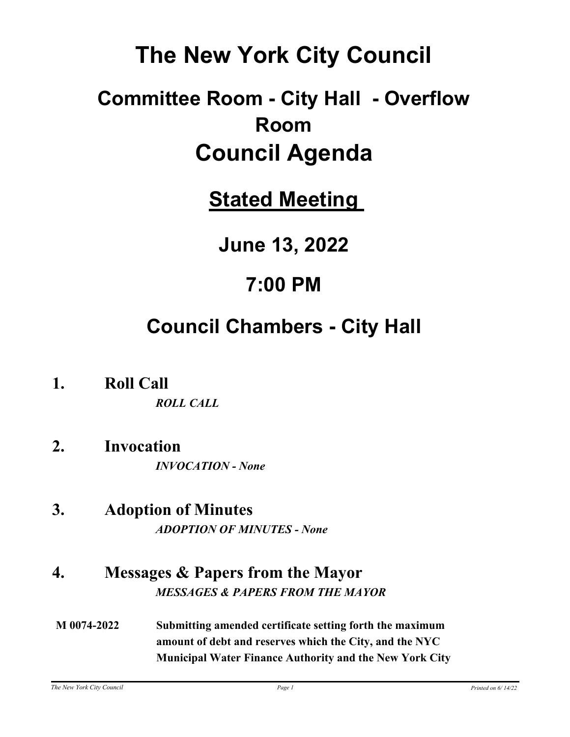# The New York City Council

## Committee Room - City Hall - Overflow Room

# Council Agenda

## Stated Meeting

## June 13, 2022

## 7:00 PM

## Council Chambers - City Hall

**1. Roll Call**

*ROLL CALL*

**2. Invocation**

*INVOCATION - None*

**3. Adoption of Minutes**

*ADOPTION OF MINUTES - None*

**4. Messages & Papers from the Mayor**

*MESSAGES & PAPERS FROM THE MAYOR*

**M 0074-2022** **Submitting amended certificate setting forth the maximum amount of debt and reserves which the City, and the NYC Municipal Water Finance Authority and the New York City**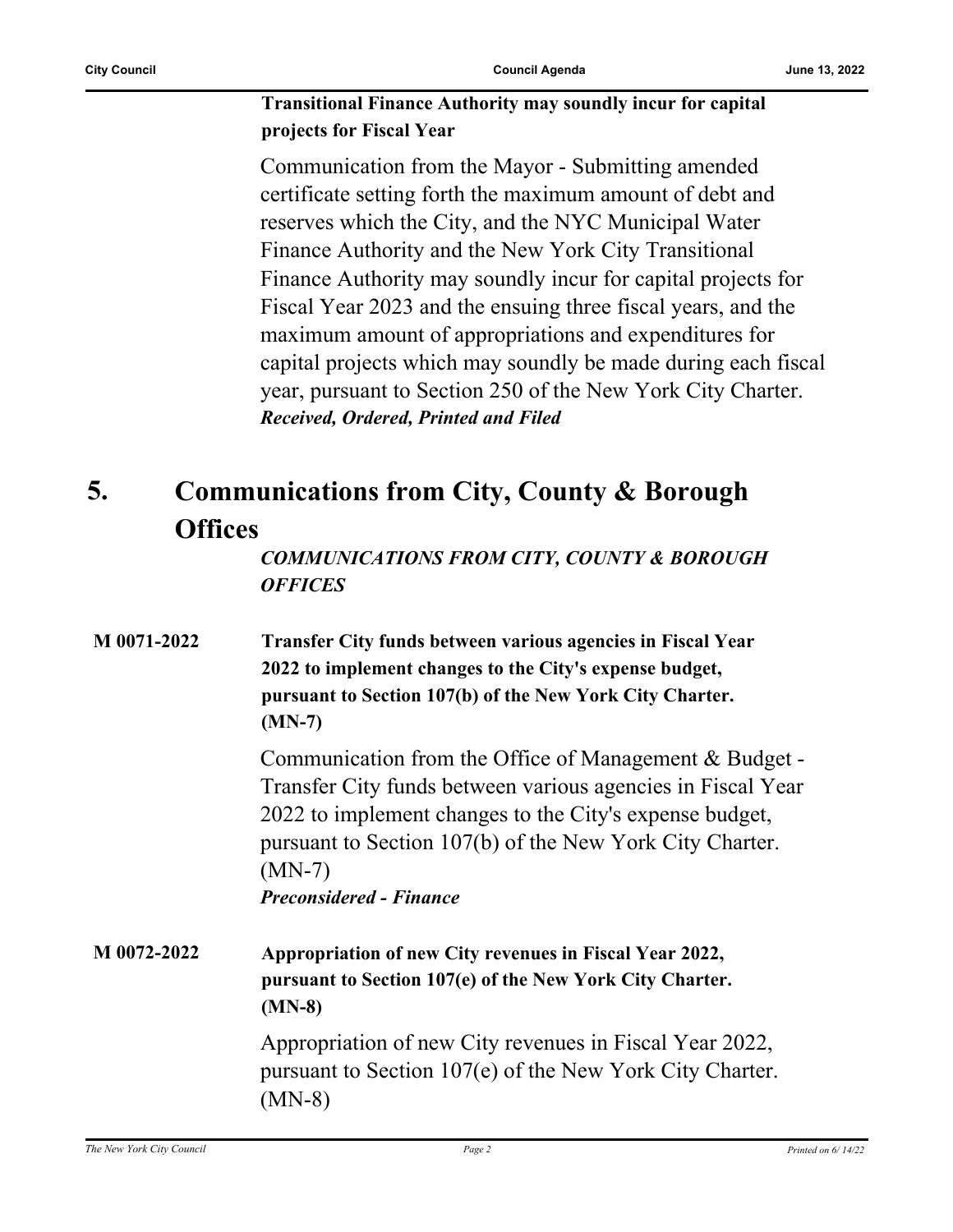**Transitional Finance Authority may soundly incur for capital projects for Fiscal Year**

Communication from the Mayor - Submitting amended certificate setting forth the maximum amount of debt and reserves which the City, and the NYC Municipal Water Finance Authority and the New York City Transitional Finance Authority may soundly incur for capital projects for Fiscal Year 2023 and the ensuing three fiscal years, and the maximum amount of appropriations and expenditures for capital projects which may soundly be made during each fiscal year, pursuant to Section 250 of the New York City Charter.
***Received, Ordered, Printed and Filed***

## 5. Communications from City, County & Borough Offices

***COMMUNICATIONS FROM CITY, COUNTY & BOROUGH OFFICES***

**M 0071-2022** **Transfer City funds between various agencies in Fiscal Year 2022 to implement changes to the City's expense budget, pursuant to Section 107(b) of the New York City Charter. (MN-7)**

Communication from the Office of Management & Budget - Transfer City funds between various agencies in Fiscal Year 2022 to implement changes to the City's expense budget, pursuant to Section 107(b) of the New York City Charter. (MN-7)
***Preconsidered - Finance***

**M 0072-2022** **Appropriation of new City revenues in Fiscal Year 2022, pursuant to Section 107(e) of the New York City Charter. (MN-8)**

Appropriation of new City revenues in Fiscal Year 2022, pursuant to Section 107(e) of the New York City Charter. (MN-8)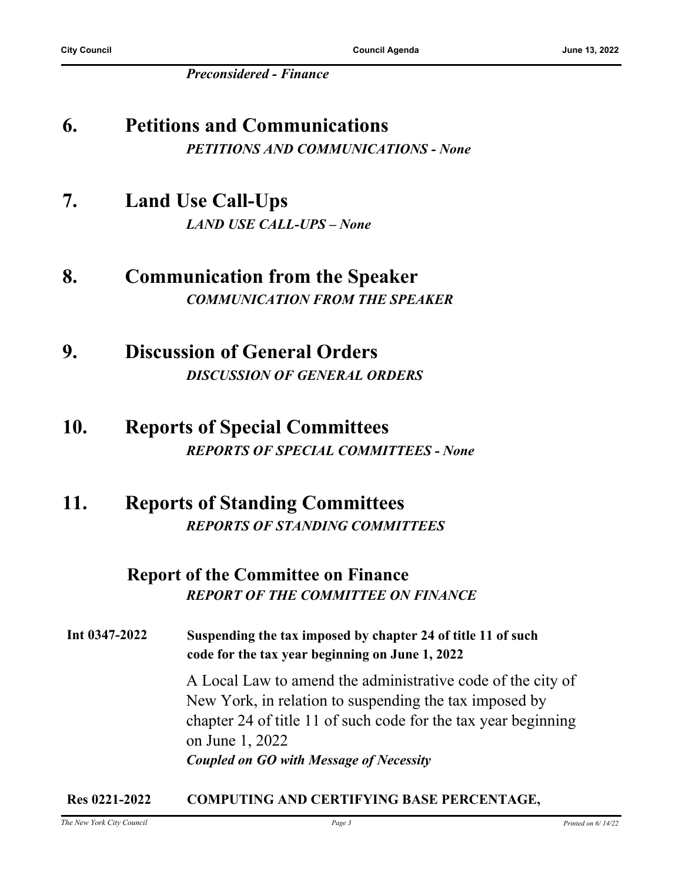*Preconsidered - Finance*

## 6. Petitions and Communications

*PETITIONS AND COMMUNICATIONS - None*

## 7. Land Use Call-Ups

*LAND USE CALL-UPS – None*

## 8. Communication from the Speaker

*COMMUNICATION FROM THE SPEAKER*

## 9. Discussion of General Orders

*DISCUSSION OF GENERAL ORDERS*

## 10. Reports of Special Committees

*REPORTS OF SPECIAL COMMITTEES - None*

## 11. Reports of Standing Committees

*REPORTS OF STANDING COMMITTEES*

### Report of the Committee on Finance

*REPORT OF THE COMMITTEE ON FINANCE*

**Int 0347-2022** — **Suspending the tax imposed by chapter 24 of title 11 of such code for the tax year beginning on June 1, 2022**

A Local Law to amend the administrative code of the city of New York, in relation to suspending the tax imposed by chapter 24 of title 11 of such code for the tax year beginning on June 1, 2022

*Coupled on GO with Message of Necessity*

**Res 0221-2022** — **COMPUTING AND CERTIFYING BASE PERCENTAGE,**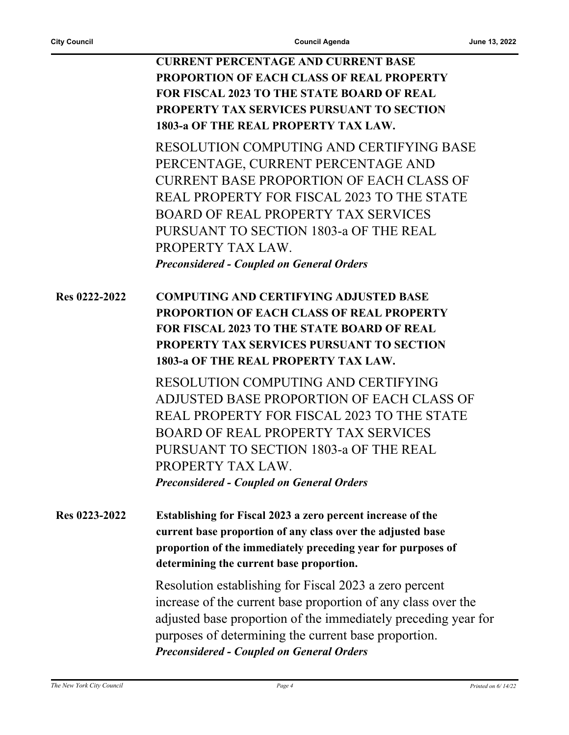**CURRENT PERCENTAGE AND CURRENT BASE PROPORTION OF EACH CLASS OF REAL PROPERTY FOR FISCAL 2023 TO THE STATE BOARD OF REAL PROPERTY TAX SERVICES PURSUANT TO SECTION 1803-a OF THE REAL PROPERTY TAX LAW.**

RESOLUTION COMPUTING AND CERTIFYING BASE PERCENTAGE, CURRENT PERCENTAGE AND CURRENT BASE PROPORTION OF EACH CLASS OF REAL PROPERTY FOR FISCAL 2023 TO THE STATE BOARD OF REAL PROPERTY TAX SERVICES PURSUANT TO SECTION 1803-a OF THE REAL PROPERTY TAX LAW.

***Preconsidered - Coupled on General Orders***

**Res 0222-2022** **COMPUTING AND CERTIFYING ADJUSTED BASE PROPORTION OF EACH CLASS OF REAL PROPERTY FOR FISCAL 2023 TO THE STATE BOARD OF REAL PROPERTY TAX SERVICES PURSUANT TO SECTION 1803-a OF THE REAL PROPERTY TAX LAW.**

RESOLUTION COMPUTING AND CERTIFYING ADJUSTED BASE PROPORTION OF EACH CLASS OF REAL PROPERTY FOR FISCAL 2023 TO THE STATE BOARD OF REAL PROPERTY TAX SERVICES PURSUANT TO SECTION 1803-a OF THE REAL PROPERTY TAX LAW.

***Preconsidered - Coupled on General Orders***

**Res 0223-2022** **Establishing for Fiscal 2023 a zero percent increase of the current base proportion of any class over the adjusted base proportion of the immediately preceding year for purposes of determining the current base proportion.**

Resolution establishing for Fiscal 2023 a zero percent increase of the current base proportion of any class over the adjusted base proportion of the immediately preceding year for purposes of determining the current base proportion.

***Preconsidered - Coupled on General Orders***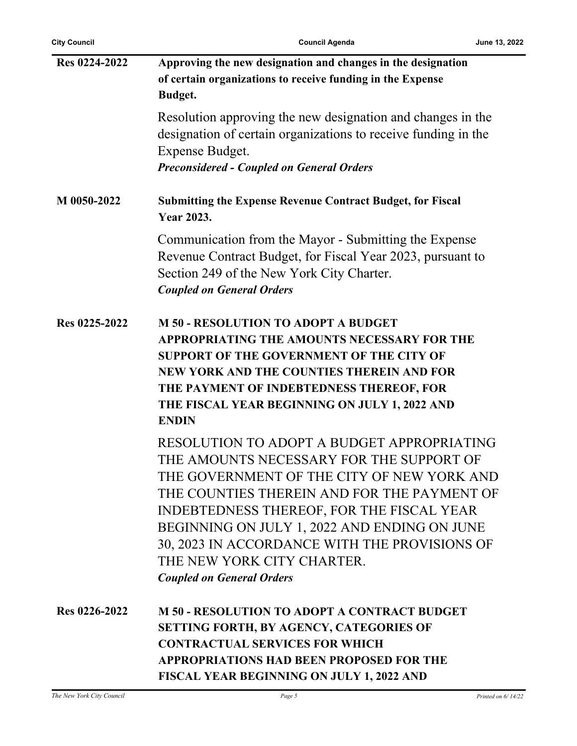**Res 0224-2022** **Approving the new designation and changes in the designation of certain organizations to receive funding in the Expense Budget.**

Resolution approving the new designation and changes in the designation of certain organizations to receive funding in the Expense Budget.

***Preconsidered - Coupled on General Orders***

**M 0050-2022** **Submitting the Expense Revenue Contract Budget, for Fiscal Year 2023.**

Communication from the Mayor - Submitting the Expense Revenue Contract Budget, for Fiscal Year 2023, pursuant to Section 249 of the New York City Charter.

***Coupled on General Orders***

**Res 0225-2022** **M 50 - RESOLUTION TO ADOPT A BUDGET APPROPRIATING THE AMOUNTS NECESSARY FOR THE SUPPORT OF THE GOVERNMENT OF THE CITY OF NEW YORK AND THE COUNTIES THEREIN AND FOR THE PAYMENT OF INDEBTEDNESS THEREOF, FOR THE FISCAL YEAR BEGINNING ON JULY 1, 2022 AND ENDIN**

RESOLUTION TO ADOPT A BUDGET APPROPRIATING THE AMOUNTS NECESSARY FOR THE SUPPORT OF THE GOVERNMENT OF THE CITY OF NEW YORK AND THE COUNTIES THEREIN AND FOR THE PAYMENT OF INDEBTEDNESS THEREOF, FOR THE FISCAL YEAR BEGINNING ON JULY 1, 2022 AND ENDING ON JUNE 30, 2023 IN ACCORDANCE WITH THE PROVISIONS OF THE NEW YORK CITY CHARTER.

***Coupled on General Orders***

**Res 0226-2022** **M 50 - RESOLUTION TO ADOPT A CONTRACT BUDGET SETTING FORTH, BY AGENCY, CATEGORIES OF CONTRACTUAL SERVICES FOR WHICH APPROPRIATIONS HAD BEEN PROPOSED FOR THE FISCAL YEAR BEGINNING ON JULY 1, 2022 AND**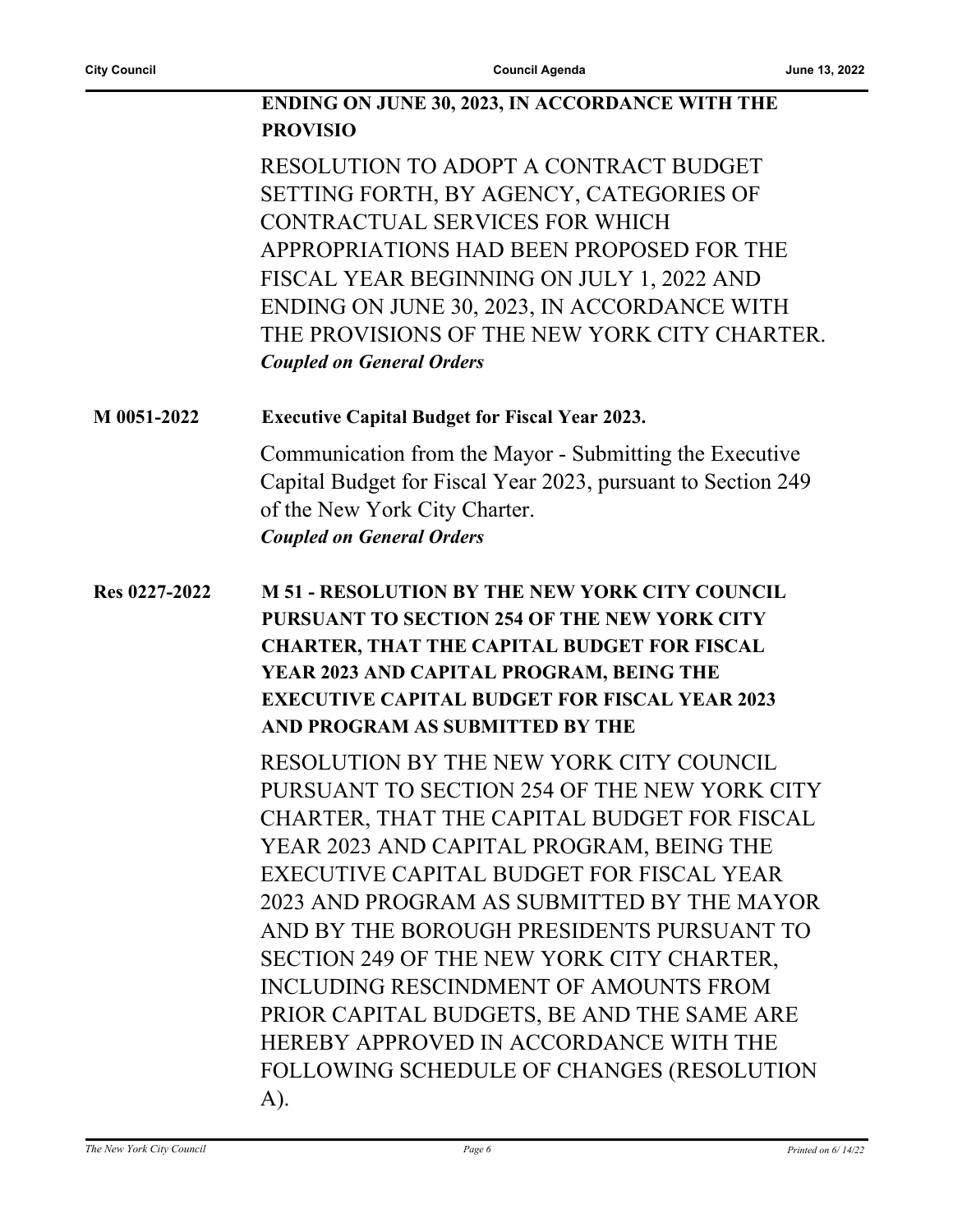**ENDING ON JUNE 30, 2023, IN ACCORDANCE WITH THE PROVISIO**

RESOLUTION TO ADOPT A CONTRACT BUDGET SETTING FORTH, BY AGENCY, CATEGORIES OF CONTRACTUAL SERVICES FOR WHICH APPROPRIATIONS HAD BEEN PROPOSED FOR THE FISCAL YEAR BEGINNING ON JULY 1, 2022 AND ENDING ON JUNE 30, 2023, IN ACCORDANCE WITH THE PROVISIONS OF THE NEW YORK CITY CHARTER.

***Coupled on General Orders***

**M 0051-2022** **Executive Capital Budget for Fiscal Year 2023.**

Communication from the Mayor - Submitting the Executive Capital Budget for Fiscal Year 2023, pursuant to Section 249 of the New York City Charter.

***Coupled on General Orders***

**Res 0227-2022** **M 51 - RESOLUTION BY THE NEW YORK CITY COUNCIL PURSUANT TO SECTION 254 OF THE NEW YORK CITY CHARTER, THAT THE CAPITAL BUDGET FOR FISCAL YEAR 2023 AND CAPITAL PROGRAM, BEING THE EXECUTIVE CAPITAL BUDGET FOR FISCAL YEAR 2023 AND PROGRAM AS SUBMITTED BY THE**

RESOLUTION BY THE NEW YORK CITY COUNCIL PURSUANT TO SECTION 254 OF THE NEW YORK CITY CHARTER, THAT THE CAPITAL BUDGET FOR FISCAL YEAR 2023 AND CAPITAL PROGRAM, BEING THE EXECUTIVE CAPITAL BUDGET FOR FISCAL YEAR 2023 AND PROGRAM AS SUBMITTED BY THE MAYOR AND BY THE BOROUGH PRESIDENTS PURSUANT TO SECTION 249 OF THE NEW YORK CITY CHARTER, INCLUDING RESCINDMENT OF AMOUNTS FROM PRIOR CAPITAL BUDGETS, BE AND THE SAME ARE HEREBY APPROVED IN ACCORDANCE WITH THE FOLLOWING SCHEDULE OF CHANGES (RESOLUTION A).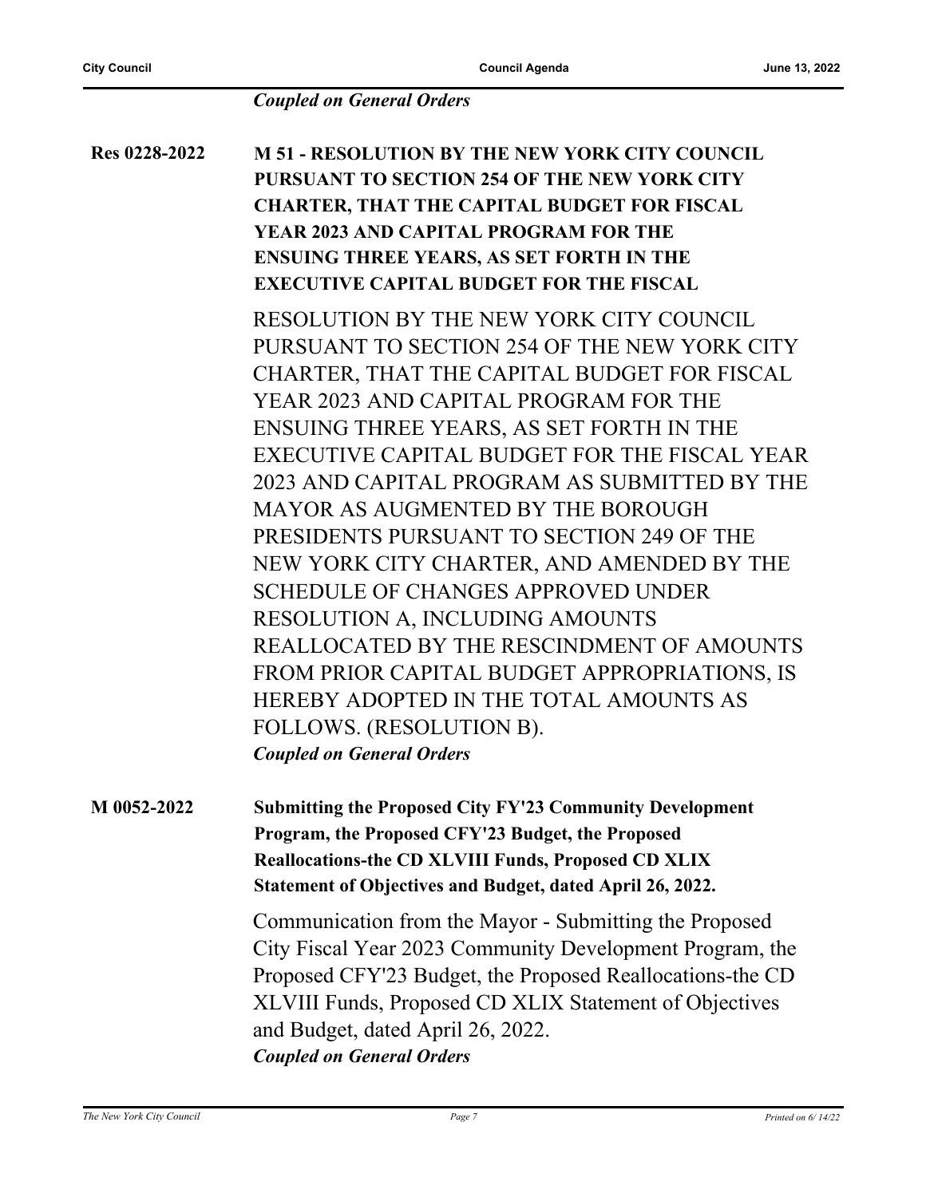*Coupled on General Orders*

**Res 0228-2022** **M 51 - RESOLUTION BY THE NEW YORK CITY COUNCIL PURSUANT TO SECTION 254 OF THE NEW YORK CITY CHARTER, THAT THE CAPITAL BUDGET FOR FISCAL YEAR 2023 AND CAPITAL PROGRAM FOR THE ENSUING THREE YEARS, AS SET FORTH IN THE EXECUTIVE CAPITAL BUDGET FOR THE FISCAL**

RESOLUTION BY THE NEW YORK CITY COUNCIL PURSUANT TO SECTION 254 OF THE NEW YORK CITY CHARTER, THAT THE CAPITAL BUDGET FOR FISCAL YEAR 2023 AND CAPITAL PROGRAM FOR THE ENSUING THREE YEARS, AS SET FORTH IN THE EXECUTIVE CAPITAL BUDGET FOR THE FISCAL YEAR 2023 AND CAPITAL PROGRAM AS SUBMITTED BY THE MAYOR AS AUGMENTED BY THE BOROUGH PRESIDENTS PURSUANT TO SECTION 249 OF THE NEW YORK CITY CHARTER, AND AMENDED BY THE SCHEDULE OF CHANGES APPROVED UNDER RESOLUTION A, INCLUDING AMOUNTS REALLOCATED BY THE RESCINDMENT OF AMOUNTS FROM PRIOR CAPITAL BUDGET APPROPRIATIONS, IS HEREBY ADOPTED IN THE TOTAL AMOUNTS AS FOLLOWS. (RESOLUTION B).

*Coupled on General Orders*

**M 0052-2022** **Submitting the Proposed City FY'23 Community Development Program, the Proposed CFY'23 Budget, the Proposed Reallocations-the CD XLVIII Funds, Proposed CD XLIX Statement of Objectives and Budget, dated April 26, 2022.**

Communication from the Mayor - Submitting the Proposed City Fiscal Year 2023 Community Development Program, the Proposed CFY'23 Budget, the Proposed Reallocations-the CD XLVIII Funds, Proposed CD XLIX Statement of Objectives and Budget, dated April 26, 2022.

*Coupled on General Orders*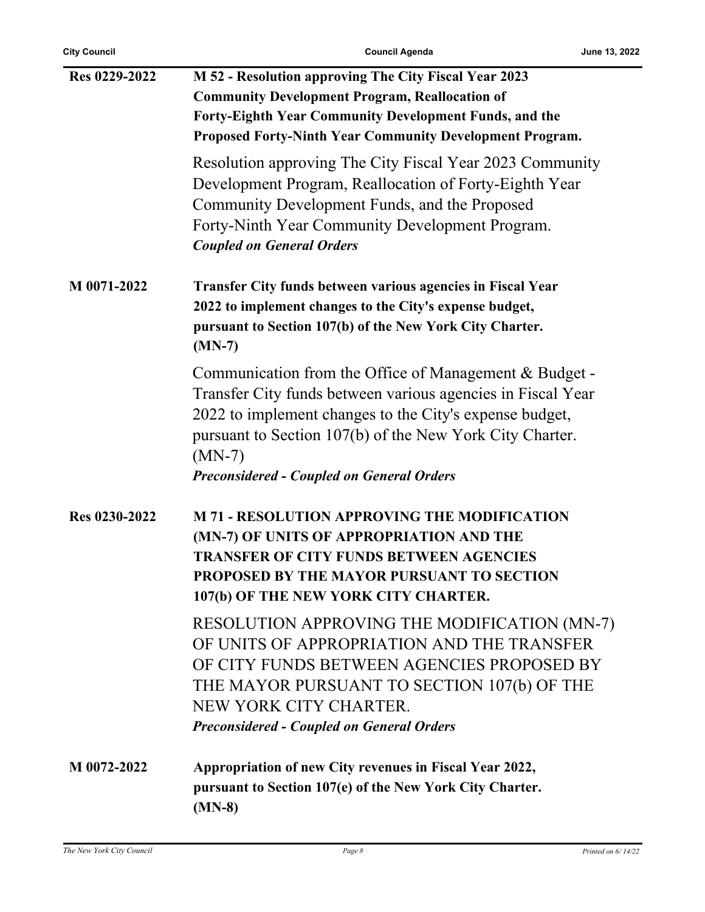**Res 0229-2022** — **M 52 - Resolution approving The City Fiscal Year 2023 Community Development Program, Reallocation of Forty-Eighth Year Community Development Funds, and the Proposed Forty-Ninth Year Community Development Program.**

Resolution approving The City Fiscal Year 2023 Community Development Program, Reallocation of Forty-Eighth Year Community Development Funds, and the Proposed Forty-Ninth Year Community Development Program.

***Coupled on General Orders***

**M 0071-2022** — **Transfer City funds between various agencies in Fiscal Year 2022 to implement changes to the City's expense budget, pursuant to Section 107(b) of the New York City Charter. (MN-7)**

Communication from the Office of Management & Budget - Transfer City funds between various agencies in Fiscal Year 2022 to implement changes to the City's expense budget, pursuant to Section 107(b) of the New York City Charter. (MN-7)

***Preconsidered - Coupled on General Orders***

**Res 0230-2022** — **M 71 - RESOLUTION APPROVING THE MODIFICATION (MN-7) OF UNITS OF APPROPRIATION AND THE TRANSFER OF CITY FUNDS BETWEEN AGENCIES PROPOSED BY THE MAYOR PURSUANT TO SECTION 107(b) OF THE NEW YORK CITY CHARTER.**

RESOLUTION APPROVING THE MODIFICATION (MN-7) OF UNITS OF APPROPRIATION AND THE TRANSFER OF CITY FUNDS BETWEEN AGENCIES PROPOSED BY THE MAYOR PURSUANT TO SECTION 107(b) OF THE NEW YORK CITY CHARTER.

***Preconsidered - Coupled on General Orders***

**M 0072-2022** — **Appropriation of new City revenues in Fiscal Year 2022, pursuant to Section 107(e) of the New York City Charter. (MN-8)**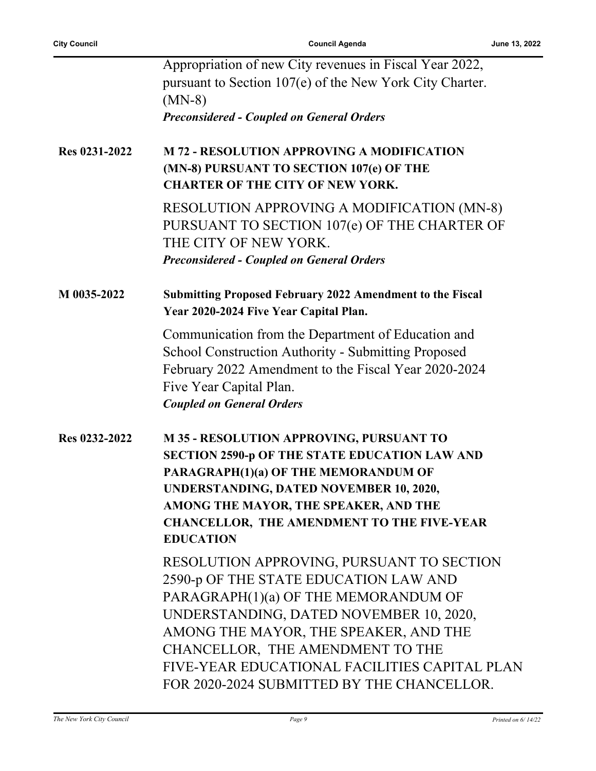Appropriation of new City revenues in Fiscal Year 2022, pursuant to Section 107(e) of the New York City Charter. (MN-8)

***Preconsidered - Coupled on General Orders***

**Res 0231-2022** **M 72 - RESOLUTION APPROVING A MODIFICATION (MN-8) PURSUANT TO SECTION 107(e) OF THE CHARTER OF THE CITY OF NEW YORK.**

RESOLUTION APPROVING A MODIFICATION (MN-8) PURSUANT TO SECTION 107(e) OF THE CHARTER OF THE CITY OF NEW YORK.

***Preconsidered - Coupled on General Orders***

**M 0035-2022** **Submitting Proposed February 2022 Amendment to the Fiscal Year 2020-2024 Five Year Capital Plan.**

Communication from the Department of Education and School Construction Authority - Submitting Proposed February 2022 Amendment to the Fiscal Year 2020-2024 Five Year Capital Plan.

***Coupled on General Orders***

**Res 0232-2022** **M 35 - RESOLUTION APPROVING, PURSUANT TO SECTION 2590-p OF THE STATE EDUCATION LAW AND PARAGRAPH(1)(a) OF THE MEMORANDUM OF UNDERSTANDING, DATED NOVEMBER 10, 2020, AMONG THE MAYOR, THE SPEAKER, AND THE CHANCELLOR, THE AMENDMENT TO THE FIVE-YEAR EDUCATION**

RESOLUTION APPROVING, PURSUANT TO SECTION 2590-p OF THE STATE EDUCATION LAW AND PARAGRAPH(1)(a) OF THE MEMORANDUM OF UNDERSTANDING, DATED NOVEMBER 10, 2020, AMONG THE MAYOR, THE SPEAKER, AND THE CHANCELLOR, THE AMENDMENT TO THE FIVE-YEAR EDUCATIONAL FACILITIES CAPITAL PLAN FOR 2020-2024 SUBMITTED BY THE CHANCELLOR.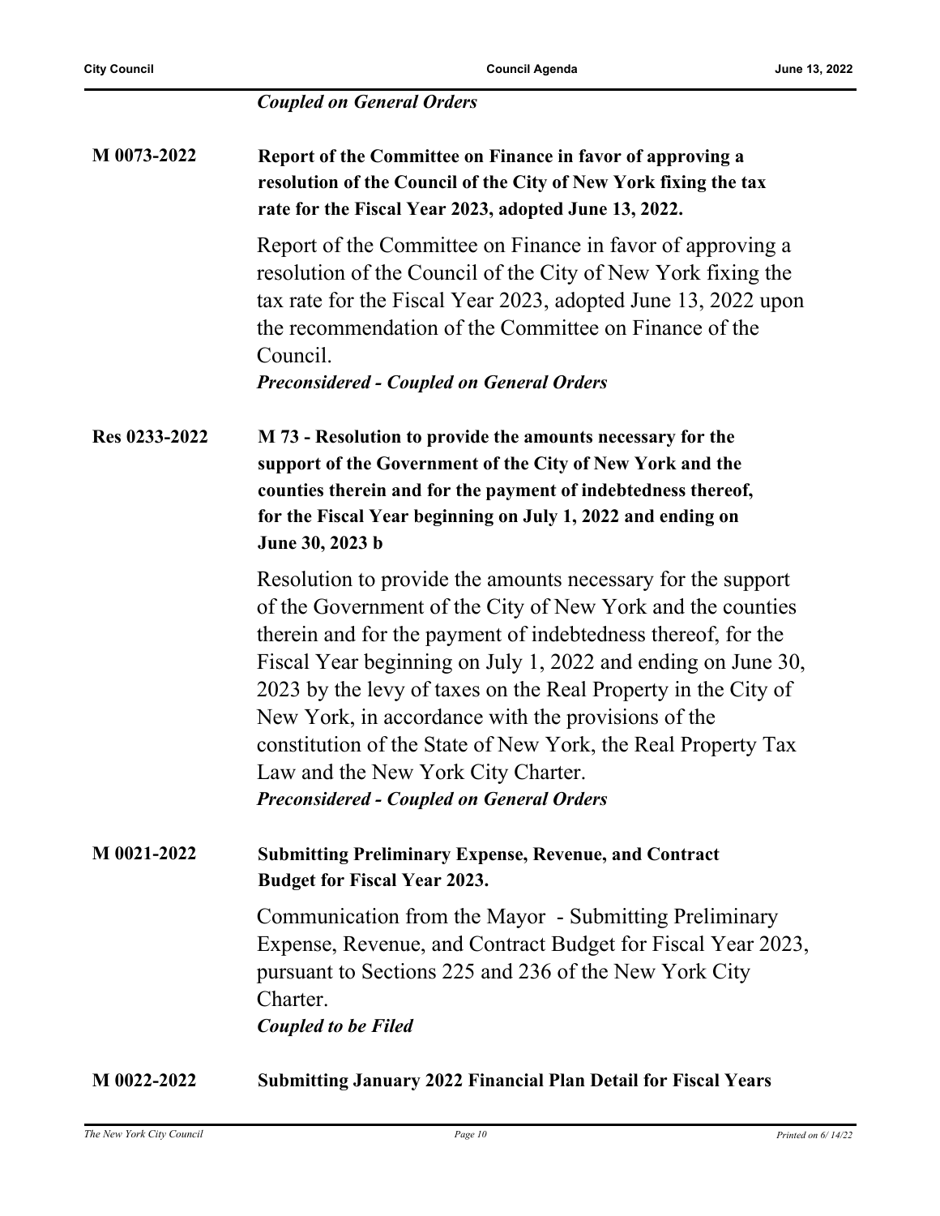*Coupled on General Orders*

**M 0073-2022** **Report of the Committee on Finance in favor of approving a resolution of the Council of the City of New York fixing the tax rate for the Fiscal Year 2023, adopted June 13, 2022.**

Report of the Committee on Finance in favor of approving a resolution of the Council of the City of New York fixing the tax rate for the Fiscal Year 2023, adopted June 13, 2022 upon the recommendation of the Committee on Finance of the Council.

***Preconsidered - Coupled on General Orders***

**Res 0233-2022** **M 73 - Resolution to provide the amounts necessary for the support of the Government of the City of New York and the counties therein and for the payment of indebtedness thereof, for the Fiscal Year beginning on July 1, 2022 and ending on June 30, 2023 b**

Resolution to provide the amounts necessary for the support of the Government of the City of New York and the counties therein and for the payment of indebtedness thereof, for the Fiscal Year beginning on July 1, 2022 and ending on June 30, 2023 by the levy of taxes on the Real Property in the City of New York, in accordance with the provisions of the constitution of the State of New York, the Real Property Tax Law and the New York City Charter.

***Preconsidered - Coupled on General Orders***

**M 0021-2022** **Submitting Preliminary Expense, Revenue, and Contract Budget for Fiscal Year 2023.**

Communication from the Mayor - Submitting Preliminary Expense, Revenue, and Contract Budget for Fiscal Year 2023, pursuant to Sections 225 and 236 of the New York City Charter.

***Coupled to be Filed***

**M 0022-2022** **Submitting January 2022 Financial Plan Detail for Fiscal Years**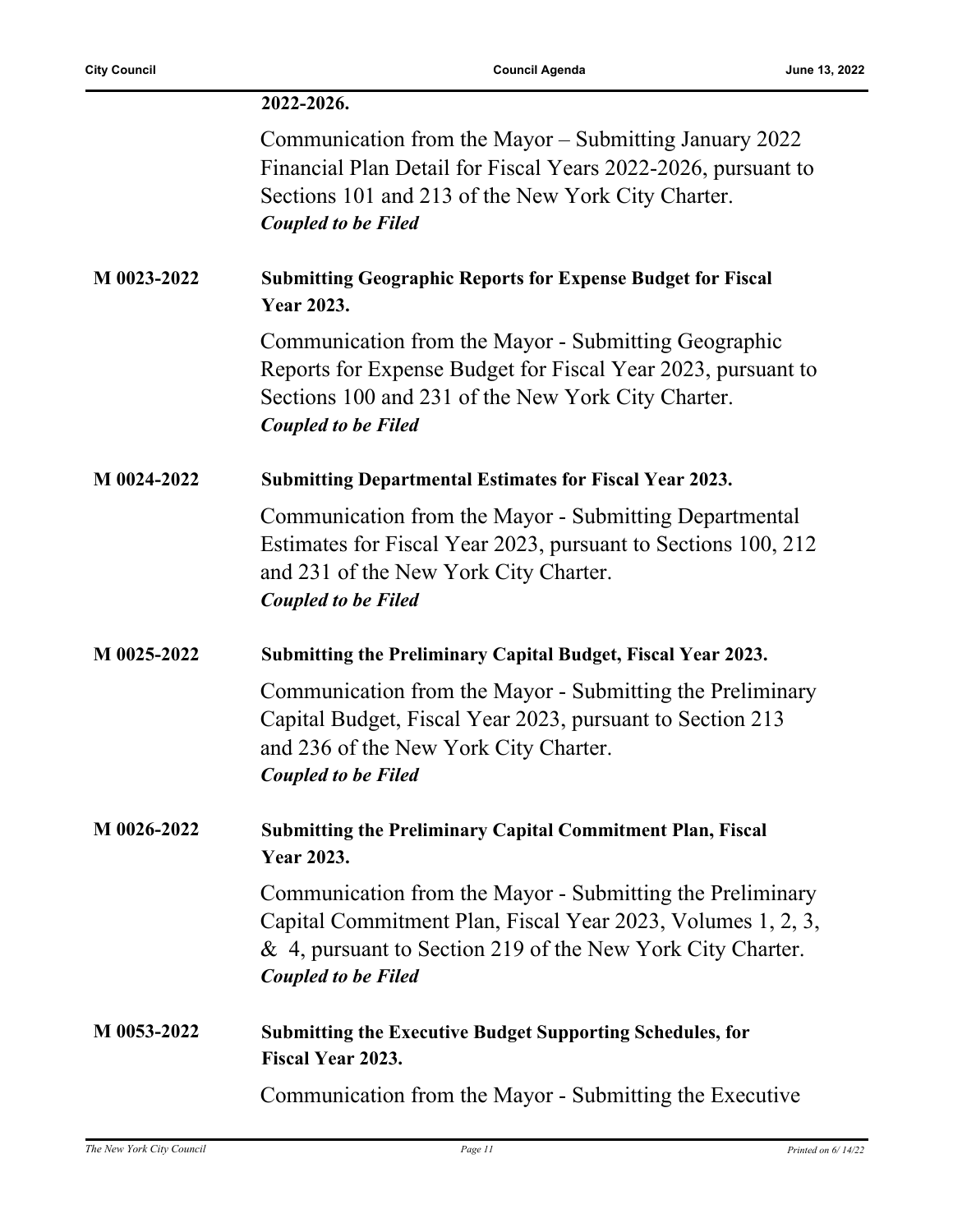**2022-2026.**

Communication from the Mayor – Submitting January 2022 Financial Plan Detail for Fiscal Years 2022-2026, pursuant to Sections 101 and 213 of the New York City Charter.
***Coupled to be Filed***

**M 0023-2022** **Submitting Geographic Reports for Expense Budget for Fiscal Year 2023.**

Communication from the Mayor - Submitting Geographic Reports for Expense Budget for Fiscal Year 2023, pursuant to Sections 100 and 231 of the New York City Charter.
***Coupled to be Filed***

**M 0024-2022** **Submitting Departmental Estimates for Fiscal Year 2023.**

Communication from the Mayor - Submitting Departmental Estimates for Fiscal Year 2023, pursuant to Sections 100, 212 and 231 of the New York City Charter.
***Coupled to be Filed***

**M 0025-2022** **Submitting the Preliminary Capital Budget, Fiscal Year 2023.**

Communication from the Mayor - Submitting the Preliminary Capital Budget, Fiscal Year 2023, pursuant to Section 213 and 236 of the New York City Charter.
***Coupled to be Filed***

**M 0026-2022** **Submitting the Preliminary Capital Commitment Plan, Fiscal Year 2023.**

Communication from the Mayor - Submitting the Preliminary Capital Commitment Plan, Fiscal Year 2023, Volumes 1, 2, 3, & 4, pursuant to Section 219 of the New York City Charter.
***Coupled to be Filed***

**M 0053-2022** **Submitting the Executive Budget Supporting Schedules, for Fiscal Year 2023.**

Communication from the Mayor - Submitting the Executive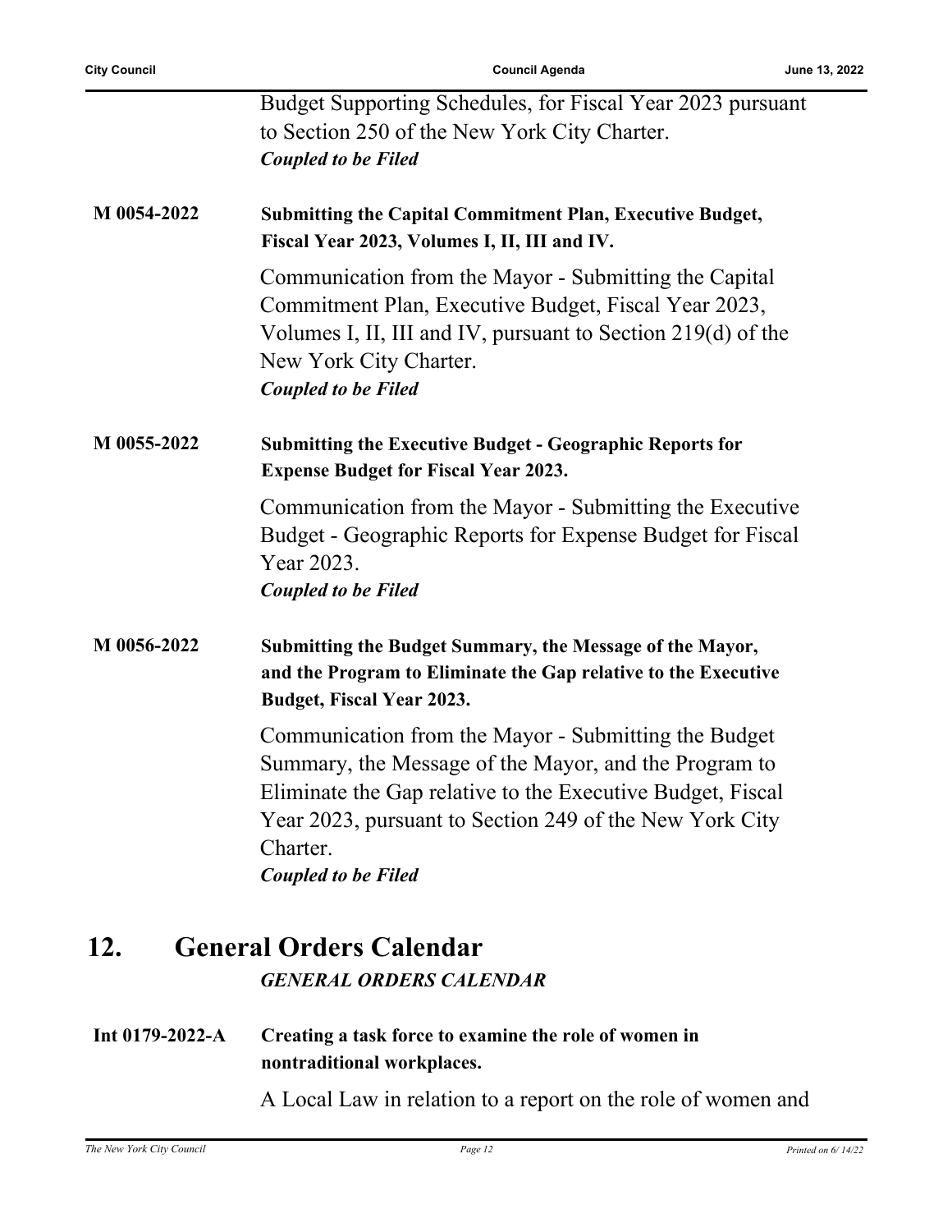Budget Supporting Schedules, for Fiscal Year 2023 pursuant to Section 250 of the New York City Charter.
***Coupled to be Filed***

**M 0054-2022** **Submitting the Capital Commitment Plan, Executive Budget, Fiscal Year 2023, Volumes I, II, III and IV.**

Communication from the Mayor - Submitting the Capital Commitment Plan, Executive Budget, Fiscal Year 2023, Volumes I, II, III and IV, pursuant to Section 219(d) of the New York City Charter.
***Coupled to be Filed***

**M 0055-2022** **Submitting the Executive Budget - Geographic Reports for Expense Budget for Fiscal Year 2023.**

Communication from the Mayor - Submitting the Executive Budget - Geographic Reports for Expense Budget for Fiscal Year 2023.
***Coupled to be Filed***

**M 0056-2022** **Submitting the Budget Summary, the Message of the Mayor, and the Program to Eliminate the Gap relative to the Executive Budget, Fiscal Year 2023.**

Communication from the Mayor - Submitting the Budget Summary, the Message of the Mayor, and the Program to Eliminate the Gap relative to the Executive Budget, Fiscal Year 2023, pursuant to Section 249 of the New York City Charter.
***Coupled to be Filed***

## 12. General Orders Calendar

***GENERAL ORDERS CALENDAR***

**Int 0179-2022-A** **Creating a task force to examine the role of women in nontraditional workplaces.**

A Local Law in relation to a report on the role of women and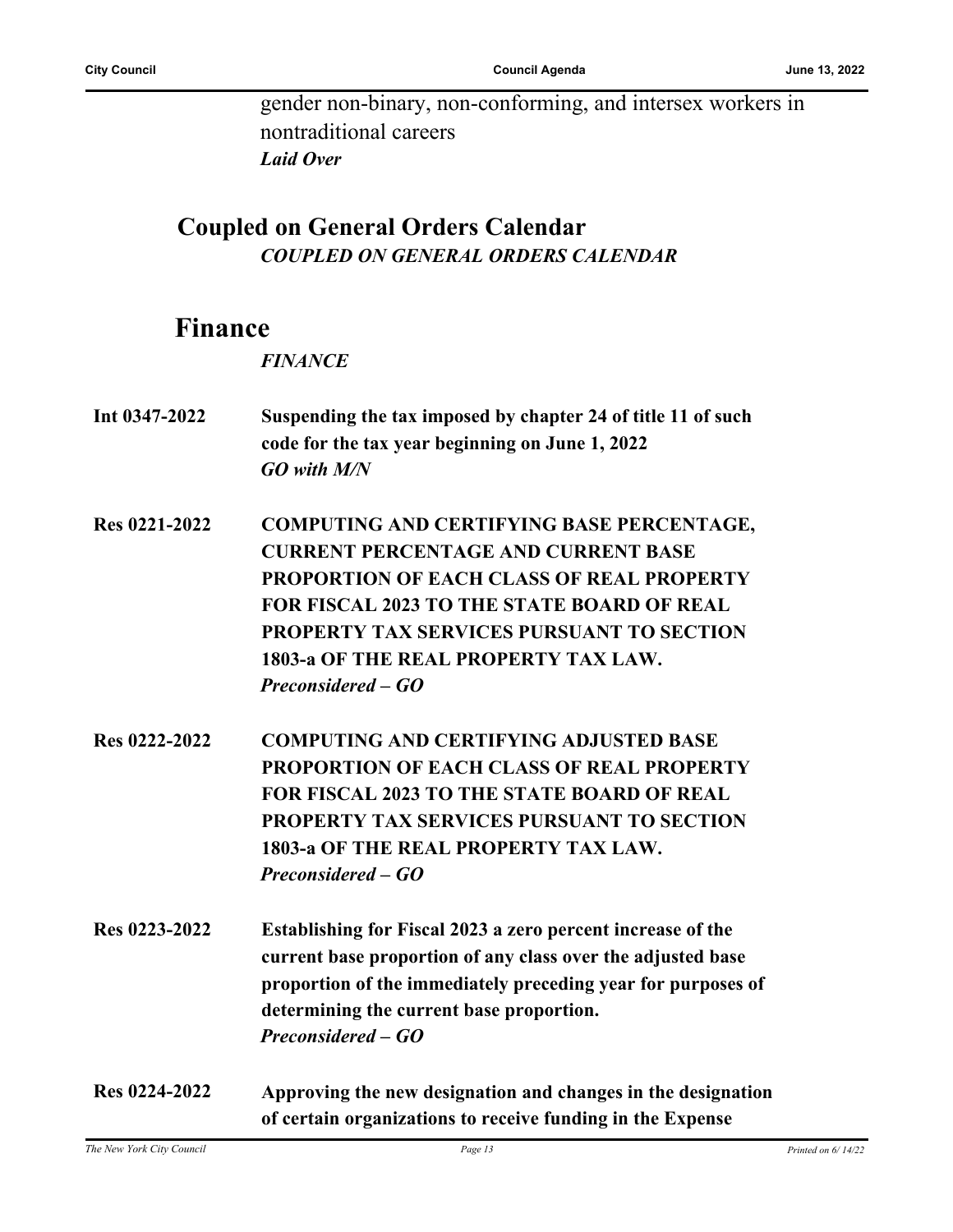gender non-binary, non-conforming, and intersex workers in nontraditional careers

***Laid Over***

## Coupled on General Orders Calendar

***COUPLED ON GENERAL ORDERS CALENDAR***

## Finance

***FINANCE***

**Int 0347-2022** **Suspending the tax imposed by chapter 24 of title 11 of such code for the tax year beginning on June 1, 2022**

***GO with M/N***

**Res 0221-2022** **COMPUTING AND CERTIFYING BASE PERCENTAGE, CURRENT PERCENTAGE AND CURRENT BASE PROPORTION OF EACH CLASS OF REAL PROPERTY FOR FISCAL 2023 TO THE STATE BOARD OF REAL PROPERTY TAX SERVICES PURSUANT TO SECTION 1803-a OF THE REAL PROPERTY TAX LAW.**

***Preconsidered – GO***

**Res 0222-2022** **COMPUTING AND CERTIFYING ADJUSTED BASE PROPORTION OF EACH CLASS OF REAL PROPERTY FOR FISCAL 2023 TO THE STATE BOARD OF REAL PROPERTY TAX SERVICES PURSUANT TO SECTION 1803-a OF THE REAL PROPERTY TAX LAW.**

***Preconsidered – GO***

**Res 0223-2022** **Establishing for Fiscal 2023 a zero percent increase of the current base proportion of any class over the adjusted base proportion of the immediately preceding year for purposes of determining the current base proportion.**

***Preconsidered – GO***

**Res 0224-2022** **Approving the new designation and changes in the designation of certain organizations to receive funding in the Expense**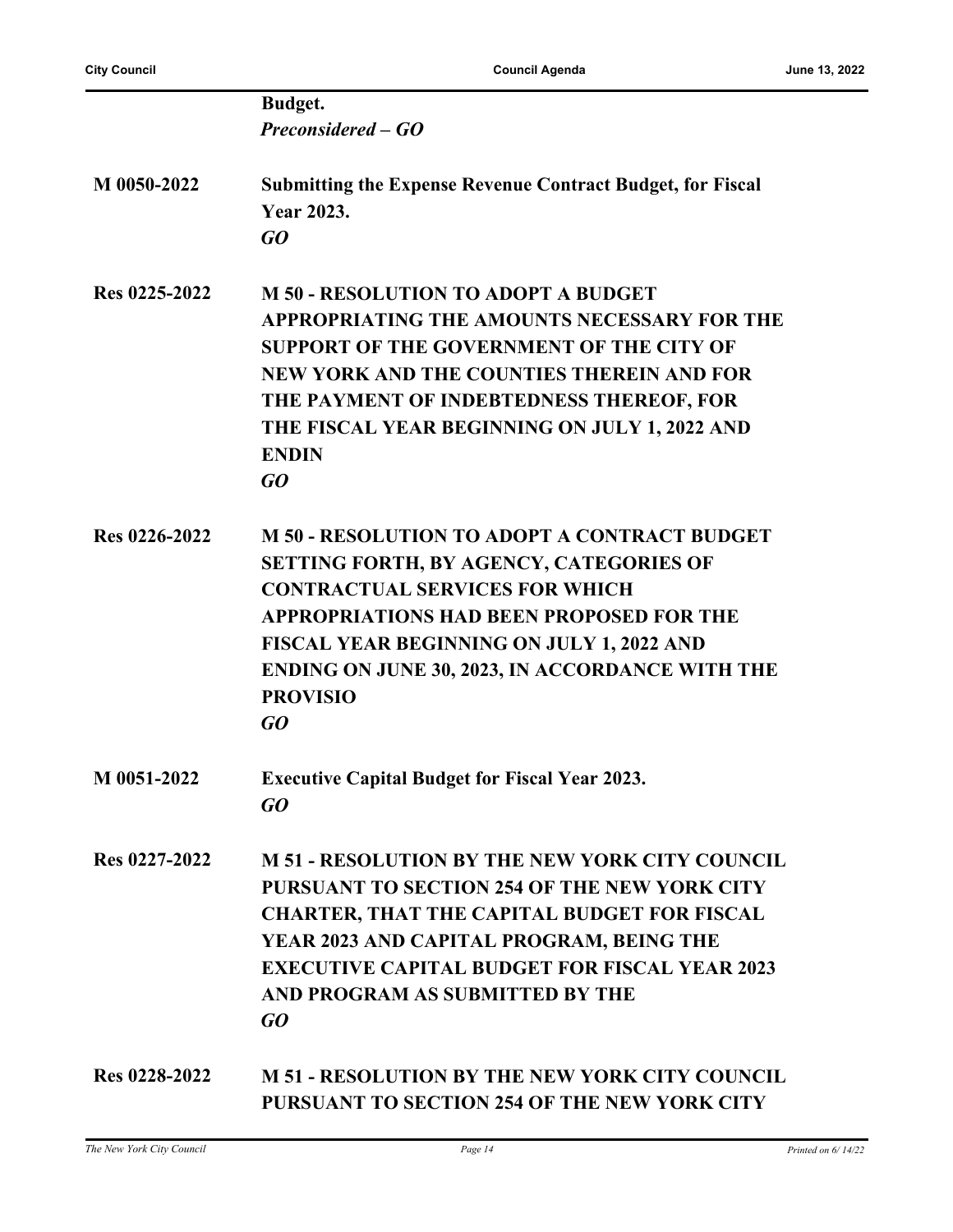**Budget.**
***Preconsidered – GO***

| | |
|---|---|
| **M 0050-2022** | **Submitting the Expense Revenue Contract Budget, for Fiscal Year 2023.** ***GO*** |
| **Res 0225-2022** | **M 50 - RESOLUTION TO ADOPT A BUDGET APPROPRIATING THE AMOUNTS NECESSARY FOR THE SUPPORT OF THE GOVERNMENT OF THE CITY OF NEW YORK AND THE COUNTIES THEREIN AND FOR THE PAYMENT OF INDEBTEDNESS THEREOF, FOR THE FISCAL YEAR BEGINNING ON JULY 1, 2022 AND ENDIN** ***GO*** |
| **Res 0226-2022** | **M 50 - RESOLUTION TO ADOPT A CONTRACT BUDGET SETTING FORTH, BY AGENCY, CATEGORIES OF CONTRACTUAL SERVICES FOR WHICH APPROPRIATIONS HAD BEEN PROPOSED FOR THE FISCAL YEAR BEGINNING ON JULY 1, 2022 AND ENDING ON JUNE 30, 2023, IN ACCORDANCE WITH THE PROVISIO** ***GO*** |
| **M 0051-2022** | **Executive Capital Budget for Fiscal Year 2023.** ***GO*** |
| **Res 0227-2022** | **M 51 - RESOLUTION BY THE NEW YORK CITY COUNCIL PURSUANT TO SECTION 254 OF THE NEW YORK CITY CHARTER, THAT THE CAPITAL BUDGET FOR FISCAL YEAR 2023 AND CAPITAL PROGRAM, BEING THE EXECUTIVE CAPITAL BUDGET FOR FISCAL YEAR 2023 AND PROGRAM AS SUBMITTED BY THE** ***GO*** |
| **Res 0228-2022** | **M 51 - RESOLUTION BY THE NEW YORK CITY COUNCIL PURSUANT TO SECTION 254 OF THE NEW YORK CITY** |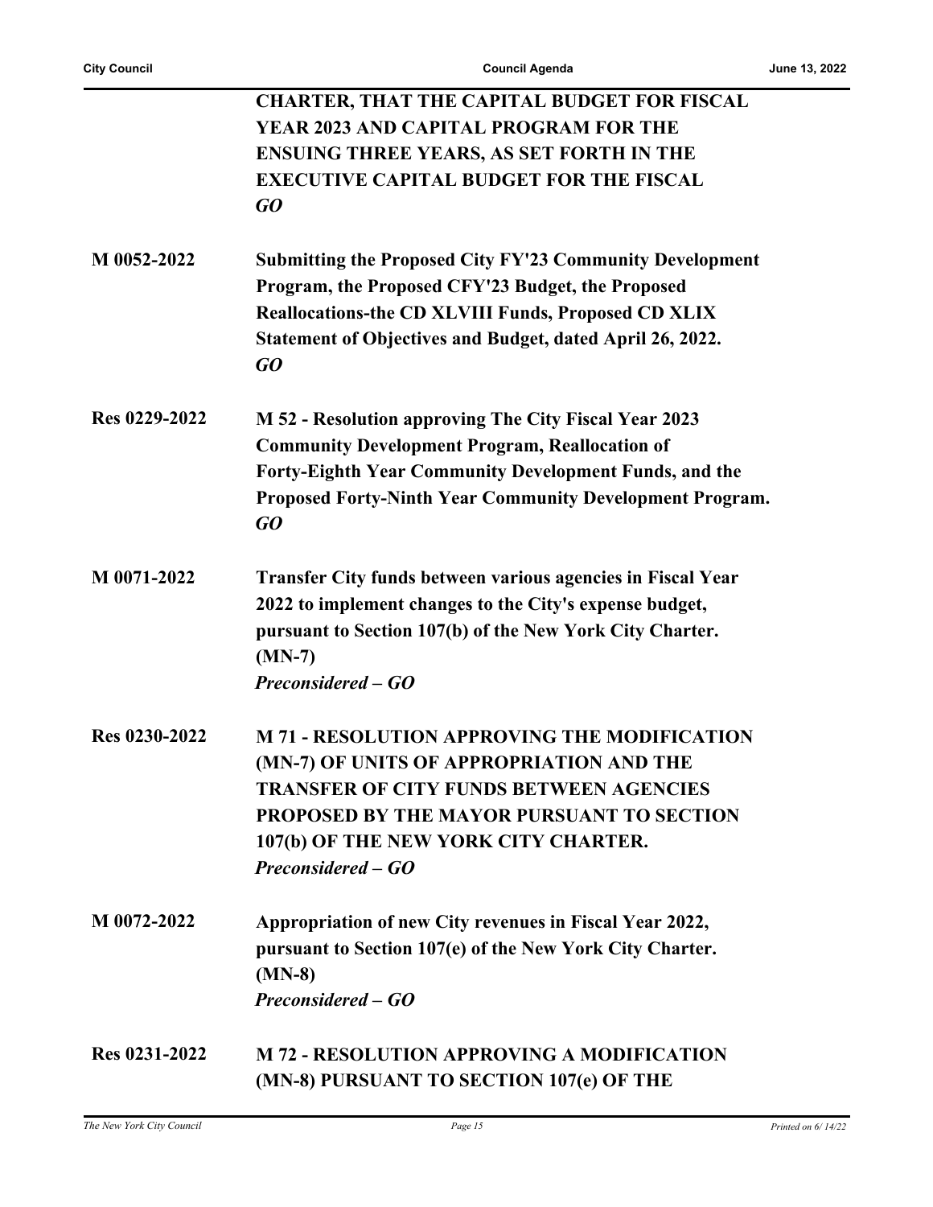| | |
|---|---|
| | **CHARTER, THAT THE CAPITAL BUDGET FOR FISCAL YEAR 2023 AND CAPITAL PROGRAM FOR THE ENSUING THREE YEARS, AS SET FORTH IN THE EXECUTIVE CAPITAL BUDGET FOR THE FISCAL** <br> ***GO*** |
| **M 0052-2022** | **Submitting the Proposed City FY'23 Community Development Program, the Proposed CFY'23 Budget, the Proposed Reallocations-the CD XLVIII Funds, Proposed CD XLIX Statement of Objectives and Budget, dated April 26, 2022.** <br> ***GO*** |
| **Res 0229-2022** | **M 52 - Resolution approving The City Fiscal Year 2023 Community Development Program, Reallocation of Forty-Eighth Year Community Development Funds, and the Proposed Forty-Ninth Year Community Development Program.** <br> ***GO*** |
| **M 0071-2022** | **Transfer City funds between various agencies in Fiscal Year 2022 to implement changes to the City's expense budget, pursuant to Section 107(b) of the New York City Charter. (MN-7)** <br> ***Preconsidered – GO*** |
| **Res 0230-2022** | **M 71 - RESOLUTION APPROVING THE MODIFICATION (MN-7) OF UNITS OF APPROPRIATION AND THE TRANSFER OF CITY FUNDS BETWEEN AGENCIES PROPOSED BY THE MAYOR PURSUANT TO SECTION 107(b) OF THE NEW YORK CITY CHARTER.** <br> ***Preconsidered – GO*** |
| **M 0072-2022** | **Appropriation of new City revenues in Fiscal Year 2022, pursuant to Section 107(e) of the New York City Charter. (MN-8)** <br> ***Preconsidered – GO*** |
| **Res 0231-2022** | **M 72 - RESOLUTION APPROVING A MODIFICATION (MN-8) PURSUANT TO SECTION 107(e) OF THE** |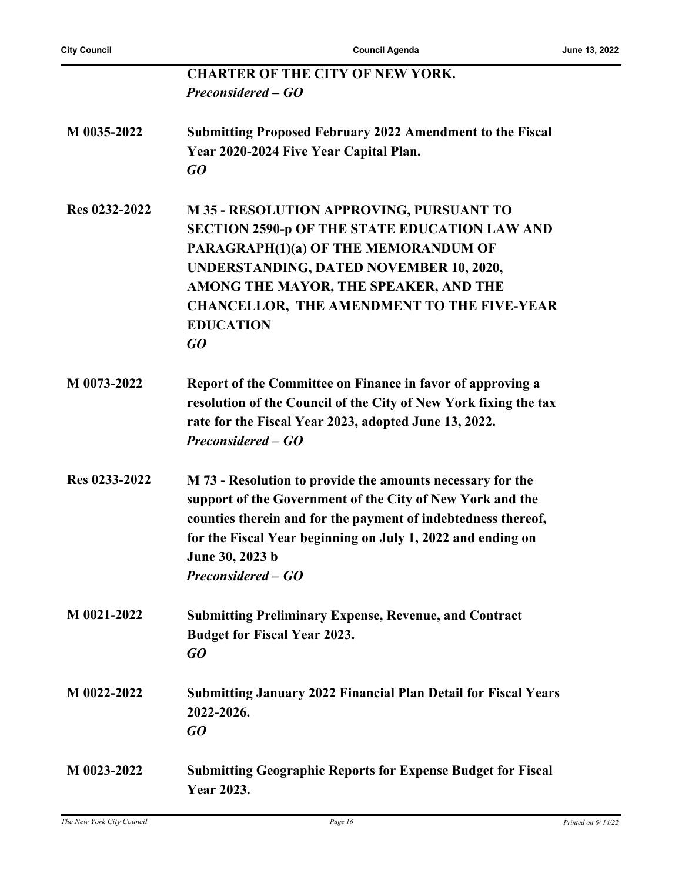| | |
|---|---|
| | **CHARTER OF THE CITY OF NEW YORK.**<br>***Preconsidered – GO*** |
| **M 0035-2022** | **Submitting Proposed February 2022 Amendment to the Fiscal Year 2020-2024 Five Year Capital Plan.**<br>***GO*** |
| **Res 0232-2022** | **M 35 - RESOLUTION APPROVING, PURSUANT TO SECTION 2590-p OF THE STATE EDUCATION LAW AND PARAGRAPH(1)(a) OF THE MEMORANDUM OF UNDERSTANDING, DATED NOVEMBER 10, 2020, AMONG THE MAYOR, THE SPEAKER, AND THE CHANCELLOR, THE AMENDMENT TO THE FIVE-YEAR EDUCATION**<br>***GO*** |
| **M 0073-2022** | **Report of the Committee on Finance in favor of approving a resolution of the Council of the City of New York fixing the tax rate for the Fiscal Year 2023, adopted June 13, 2022.**<br>***Preconsidered – GO*** |
| **Res 0233-2022** | **M 73 - Resolution to provide the amounts necessary for the support of the Government of the City of New York and the counties therein and for the payment of indebtedness thereof, for the Fiscal Year beginning on July 1, 2022 and ending on June 30, 2023 b**<br>***Preconsidered – GO*** |
| **M 0021-2022** | **Submitting Preliminary Expense, Revenue, and Contract Budget for Fiscal Year 2023.**<br>***GO*** |
| **M 0022-2022** | **Submitting January 2022 Financial Plan Detail for Fiscal Years 2022-2026.**<br>***GO*** |
| **M 0023-2022** | **Submitting Geographic Reports for Expense Budget for Fiscal Year 2023.** |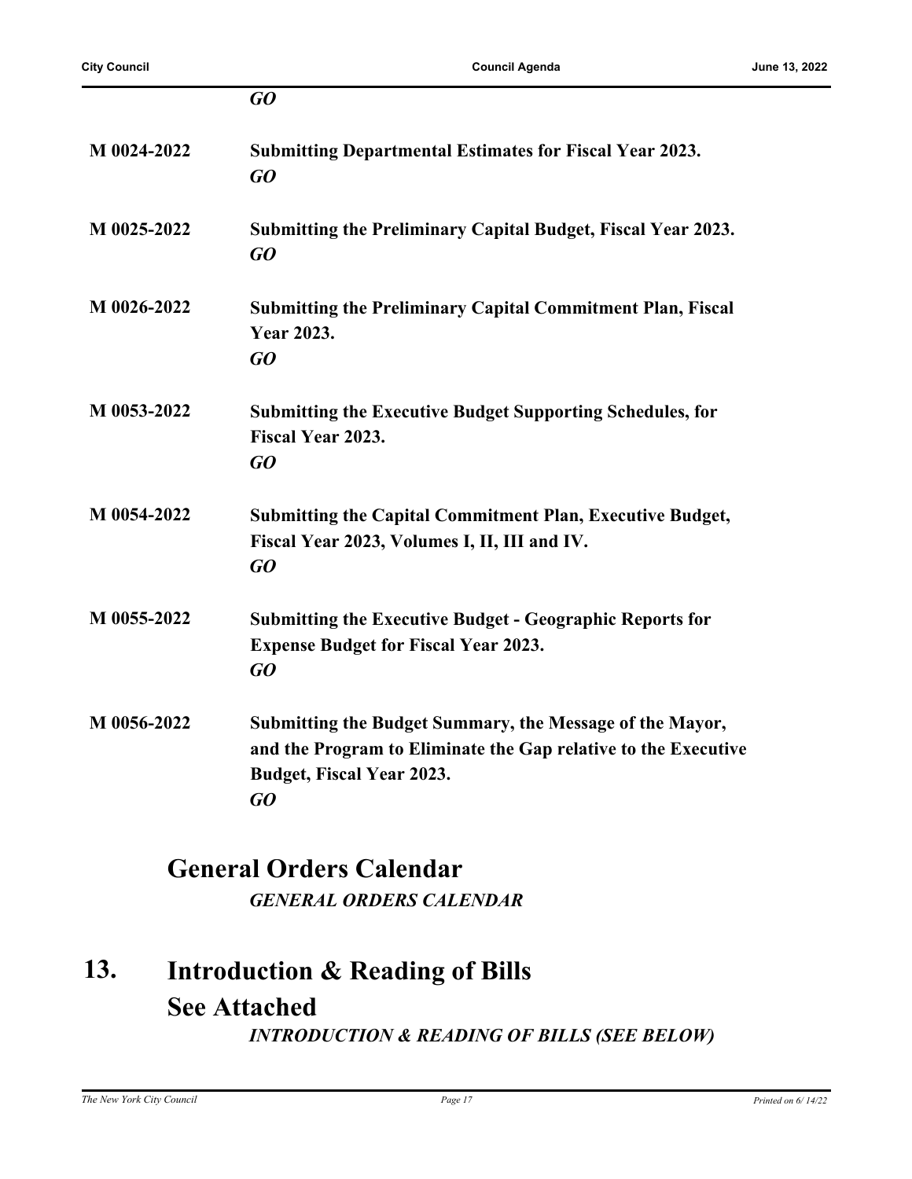*GO*

| | |
|---|---|
| **M 0024-2022** | **Submitting Departmental Estimates for Fiscal Year 2023.**<br>***GO*** |
| **M 0025-2022** | **Submitting the Preliminary Capital Budget, Fiscal Year 2023.**<br>***GO*** |
| **M 0026-2022** | **Submitting the Preliminary Capital Commitment Plan, Fiscal Year 2023.**<br>***GO*** |
| **M 0053-2022** | **Submitting the Executive Budget Supporting Schedules, for Fiscal Year 2023.**<br>***GO*** |
| **M 0054-2022** | **Submitting the Capital Commitment Plan, Executive Budget, Fiscal Year 2023, Volumes I, II, III and IV.**<br>***GO*** |
| **M 0055-2022** | **Submitting the Executive Budget - Geographic Reports for Expense Budget for Fiscal Year 2023.**<br>***GO*** |
| **M 0056-2022** | **Submitting the Budget Summary, the Message of the Mayor, and the Program to Eliminate the Gap relative to the Executive Budget, Fiscal Year 2023.**<br>***GO*** |

## General Orders Calendar

***GENERAL ORDERS CALENDAR***

## 13. Introduction & Reading of Bills See Attached

***INTRODUCTION & READING OF BILLS (SEE BELOW)***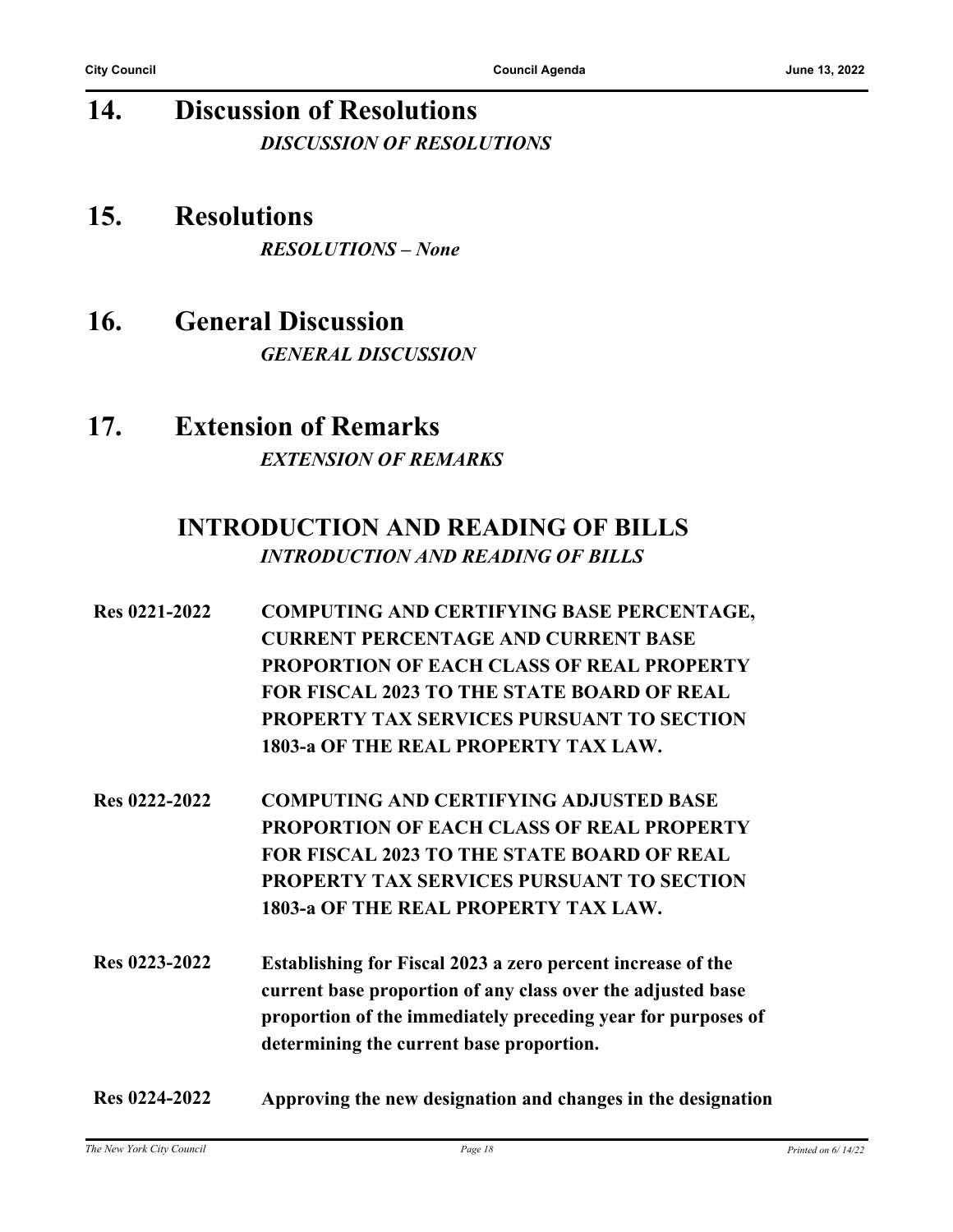## 14. Discussion of Resolutions

***DISCUSSION OF RESOLUTIONS***

## 15. Resolutions

***RESOLUTIONS – None***

## 16. General Discussion

***GENERAL DISCUSSION***

## 17. Extension of Remarks

***EXTENSION OF REMARKS***

## INTRODUCTION AND READING OF BILLS

***INTRODUCTION AND READING OF BILLS***

**Res 0221-2022** **COMPUTING AND CERTIFYING BASE PERCENTAGE, CURRENT PERCENTAGE AND CURRENT BASE PROPORTION OF EACH CLASS OF REAL PROPERTY FOR FISCAL 2023 TO THE STATE BOARD OF REAL PROPERTY TAX SERVICES PURSUANT TO SECTION 1803-a OF THE REAL PROPERTY TAX LAW.**

**Res 0222-2022** **COMPUTING AND CERTIFYING ADJUSTED BASE PROPORTION OF EACH CLASS OF REAL PROPERTY FOR FISCAL 2023 TO THE STATE BOARD OF REAL PROPERTY TAX SERVICES PURSUANT TO SECTION 1803-a OF THE REAL PROPERTY TAX LAW.**

**Res 0223-2022** **Establishing for Fiscal 2023 a zero percent increase of the current base proportion of any class over the adjusted base proportion of the immediately preceding year for purposes of determining the current base proportion.**

**Res 0224-2022** **Approving the new designation and changes in the designation**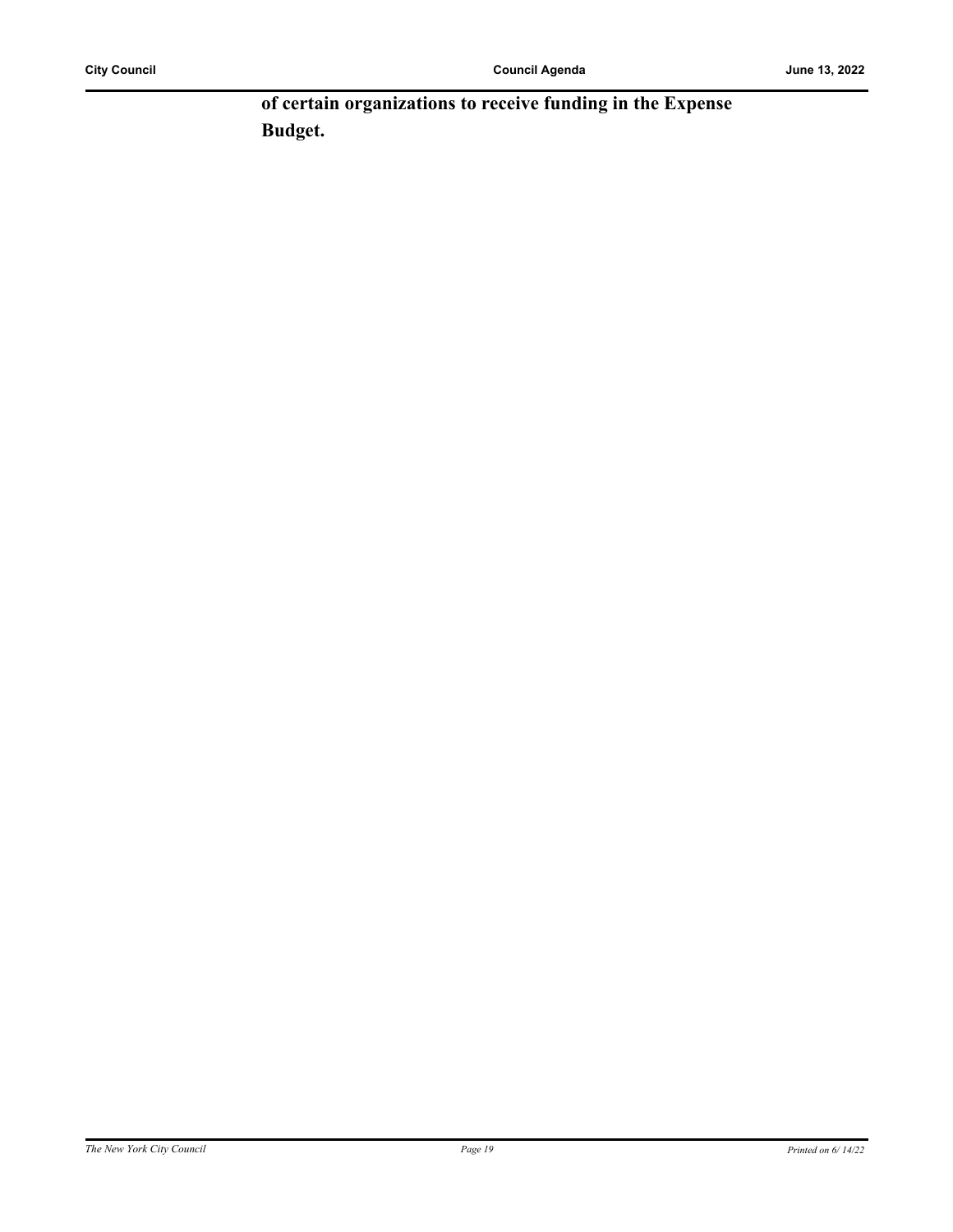**of certain organizations to receive funding in the Expense Budget.**